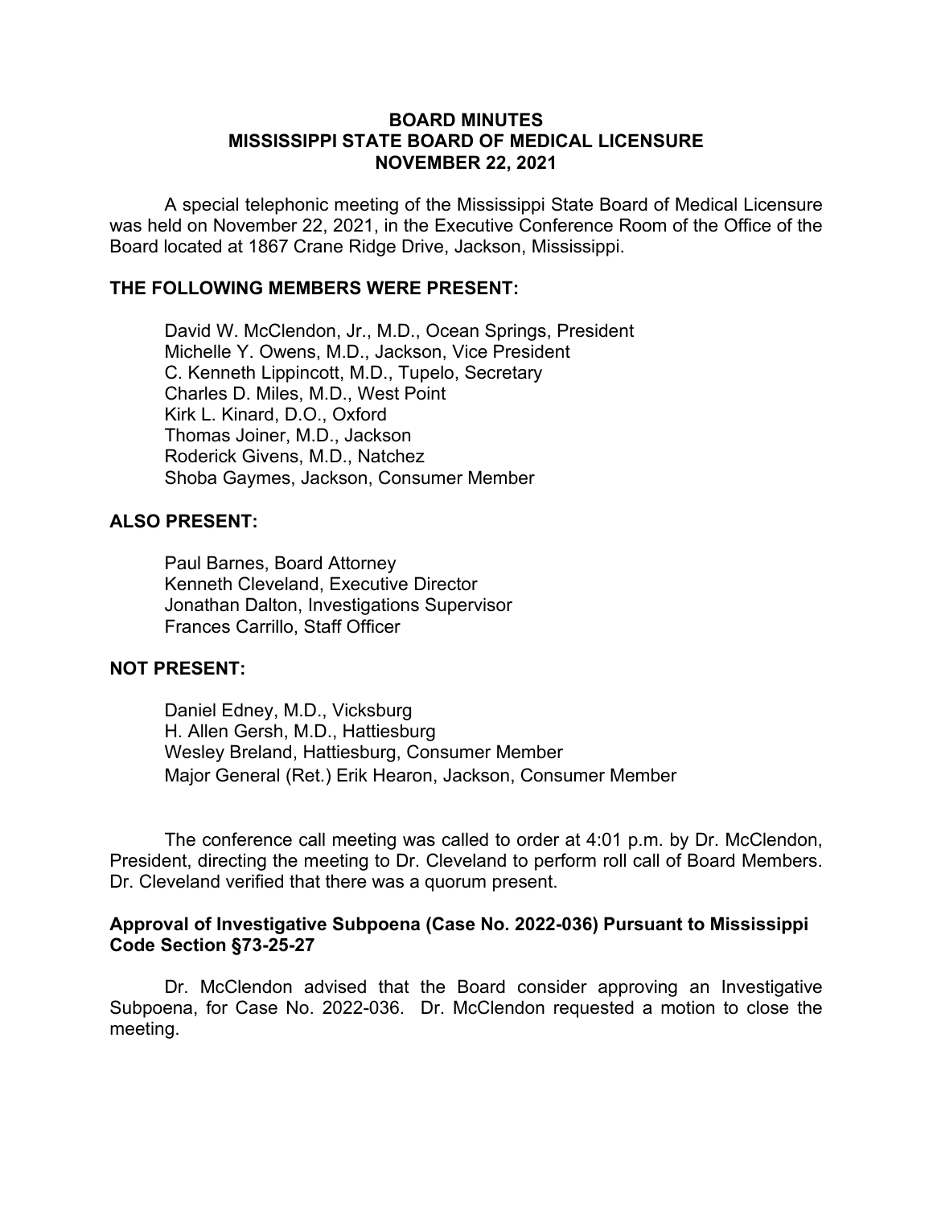# BOARD MINUTES
# MISSISSIPPI STATE BOARD OF MEDICAL LICENSURE
# NOVEMBER 22, 2021

A special telephonic meeting of the Mississippi State Board of Medical Licensure was held on November 22, 2021, in the Executive Conference Room of the Office of the Board located at 1867 Crane Ridge Drive, Jackson, Mississippi.

**THE FOLLOWING MEMBERS WERE PRESENT:**

David W. McClendon, Jr., M.D., Ocean Springs, President
Michelle Y. Owens, M.D., Jackson, Vice President
C. Kenneth Lippincott, M.D., Tupelo, Secretary
Charles D. Miles, M.D., West Point
Kirk L. Kinard, D.O., Oxford
Thomas Joiner, M.D., Jackson
Roderick Givens, M.D., Natchez
Shoba Gaymes, Jackson, Consumer Member

**ALSO PRESENT:**

Paul Barnes, Board Attorney
Kenneth Cleveland, Executive Director
Jonathan Dalton, Investigations Supervisor
Frances Carrillo, Staff Officer

**NOT PRESENT:**

Daniel Edney, M.D., Vicksburg
H. Allen Gersh, M.D., Hattiesburg
Wesley Breland, Hattiesburg, Consumer Member
Major General (Ret.) Erik Hearon, Jackson, Consumer Member

The conference call meeting was called to order at 4:01 p.m. by Dr. McClendon, President, directing the meeting to Dr. Cleveland to perform roll call of Board Members. Dr. Cleveland verified that there was a quorum present.

**Approval of Investigative Subpoena (Case No. 2022-036) Pursuant to Mississippi Code Section §73-25-27**

Dr. McClendon advised that the Board consider approving an Investigative Subpoena, for Case No. 2022-036. Dr. McClendon requested a motion to close the meeting.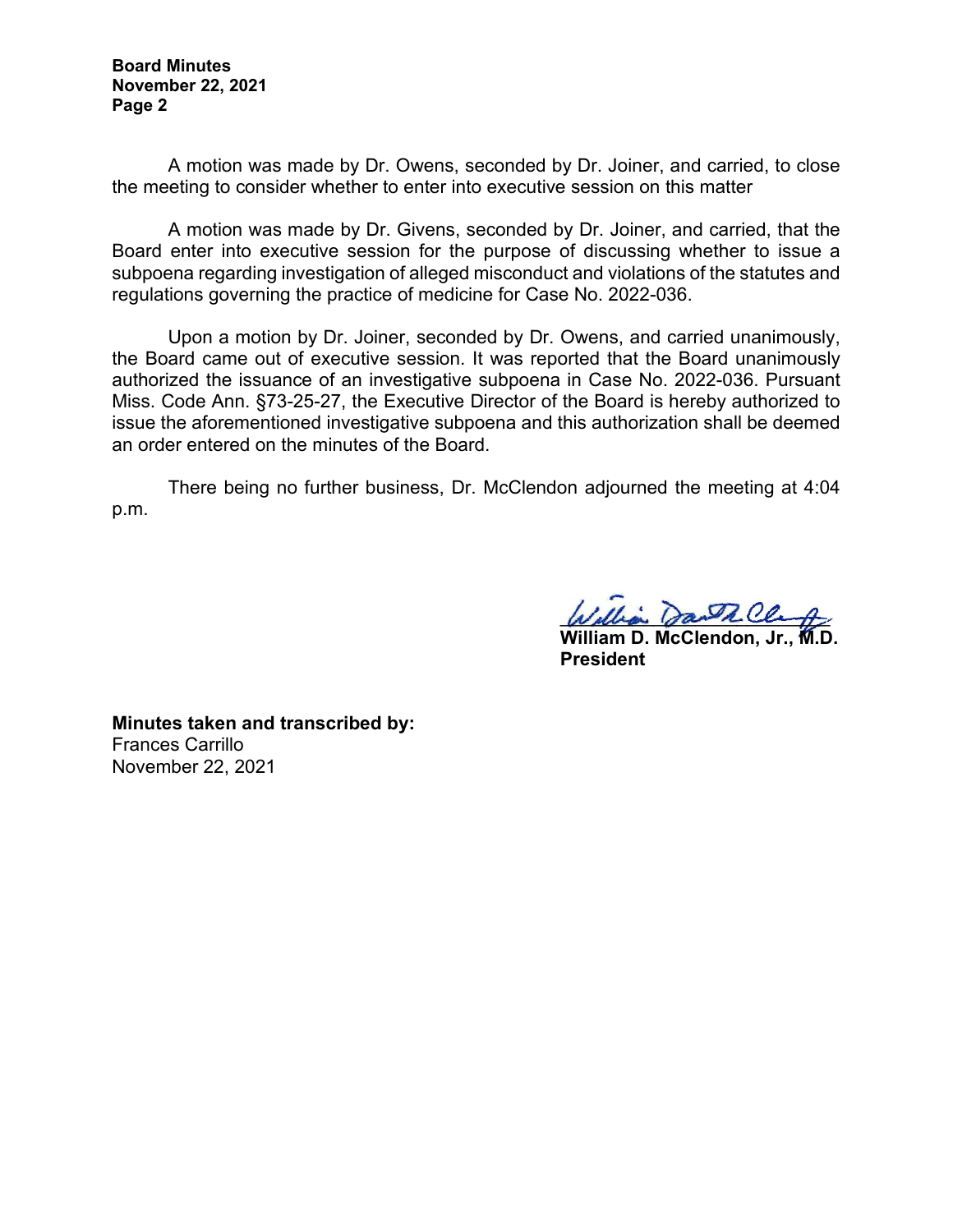A motion was made by Dr. Owens, seconded by Dr. Joiner, and carried, to close the meeting to consider whether to enter into executive session on this matter

A motion was made by Dr. Givens, seconded by Dr. Joiner, and carried, that the Board enter into executive session for the purpose of discussing whether to issue a subpoena regarding investigation of alleged misconduct and violations of the statutes and regulations governing the practice of medicine for Case No. 2022-036.

Upon a motion by Dr. Joiner, seconded by Dr. Owens, and carried unanimously, the Board came out of executive session. It was reported that the Board unanimously authorized the issuance of an investigative subpoena in Case No. 2022-036. Pursuant Miss. Code Ann. §73-25-27, the Executive Director of the Board is hereby authorized to issue the aforementioned investigative subpoena and this authorization shall be deemed an order entered on the minutes of the Board.

There being no further business, Dr. McClendon adjourned the meeting at 4:04 p.m.

**William D. McClendon, Jr., M.D.**
**President**

**Minutes taken and transcribed by:**
Frances Carrillo
November 22, 2021